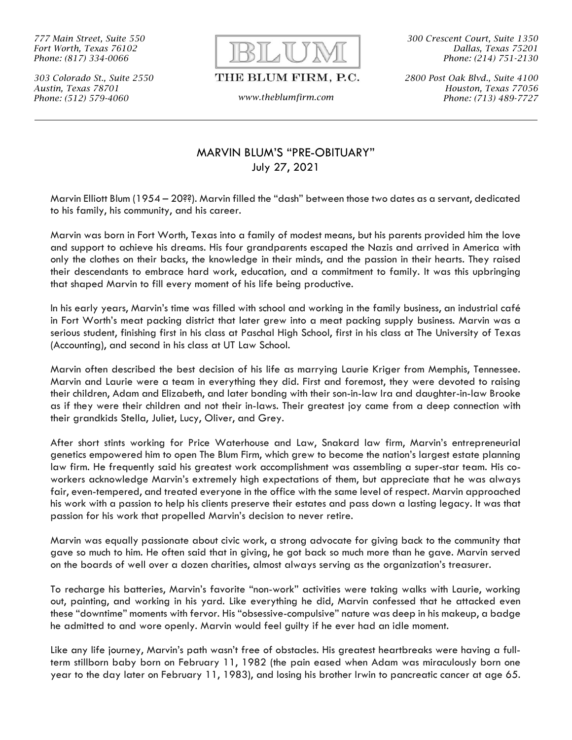777 Main Street, Suite 550
Fort Worth, Texas 76102
Phone: (817) 334-0066

303 Colorado St., Suite 2550
Austin, Texas 78701
Phone: (512) 579-4060

BLUM

THE BLUM FIRM, P.C.

www.theblumfirm.com

300 Crescent Court, Suite 1350
Dallas, Texas 75201
Phone: (214) 751-2130

2800 Post Oak Blvd., Suite 4100
Houston, Texas 77056
Phone: (713) 489-7727

---

# MARVIN BLUM'S "PRE-OBITUARY"

July 27, 2021

Marvin Elliott Blum (1954 – 20??). Marvin filled the "dash" between those two dates as a servant, dedicated to his family, his community, and his career.

Marvin was born in Fort Worth, Texas into a family of modest means, but his parents provided him the love and support to achieve his dreams. His four grandparents escaped the Nazis and arrived in America with only the clothes on their backs, the knowledge in their minds, and the passion in their hearts. They raised their descendants to embrace hard work, education, and a commitment to family. It was this upbringing that shaped Marvin to fill every moment of his life being productive.

In his early years, Marvin's time was filled with school and working in the family business, an industrial café in Fort Worth's meat packing district that later grew into a meat packing supply business. Marvin was a serious student, finishing first in his class at Paschal High School, first in his class at The University of Texas (Accounting), and second in his class at UT Law School.

Marvin often described the best decision of his life as marrying Laurie Kriger from Memphis, Tennessee. Marvin and Laurie were a team in everything they did. First and foremost, they were devoted to raising their children, Adam and Elizabeth, and later bonding with their son-in-law Ira and daughter-in-law Brooke as if they were their children and not their in-laws. Their greatest joy came from a deep connection with their grandkids Stella, Juliet, Lucy, Oliver, and Grey.

After short stints working for Price Waterhouse and Law, Snakard law firm, Marvin's entrepreneurial genetics empowered him to open The Blum Firm, which grew to become the nation's largest estate planning law firm. He frequently said his greatest work accomplishment was assembling a super-star team. His co-workers acknowledge Marvin's extremely high expectations of them, but appreciate that he was always fair, even-tempered, and treated everyone in the office with the same level of respect. Marvin approached his work with a passion to help his clients preserve their estates and pass down a lasting legacy. It was that passion for his work that propelled Marvin's decision to never retire.

Marvin was equally passionate about civic work, a strong advocate for giving back to the community that gave so much to him. He often said that in giving, he got back so much more than he gave. Marvin served on the boards of well over a dozen charities, almost always serving as the organization's treasurer.

To recharge his batteries, Marvin's favorite "non-work" activities were taking walks with Laurie, working out, painting, and working in his yard. Like everything he did, Marvin confessed that he attacked even these "downtime" moments with fervor. His "obsessive-compulsive" nature was deep in his makeup, a badge he admitted to and wore openly. Marvin would feel guilty if he ever had an idle moment.

Like any life journey, Marvin's path wasn't free of obstacles. His greatest heartbreaks were having a full-term stillborn baby born on February 11, 1982 (the pain eased when Adam was miraculously born one year to the day later on February 11, 1983), and losing his brother Irwin to pancreatic cancer at age 65.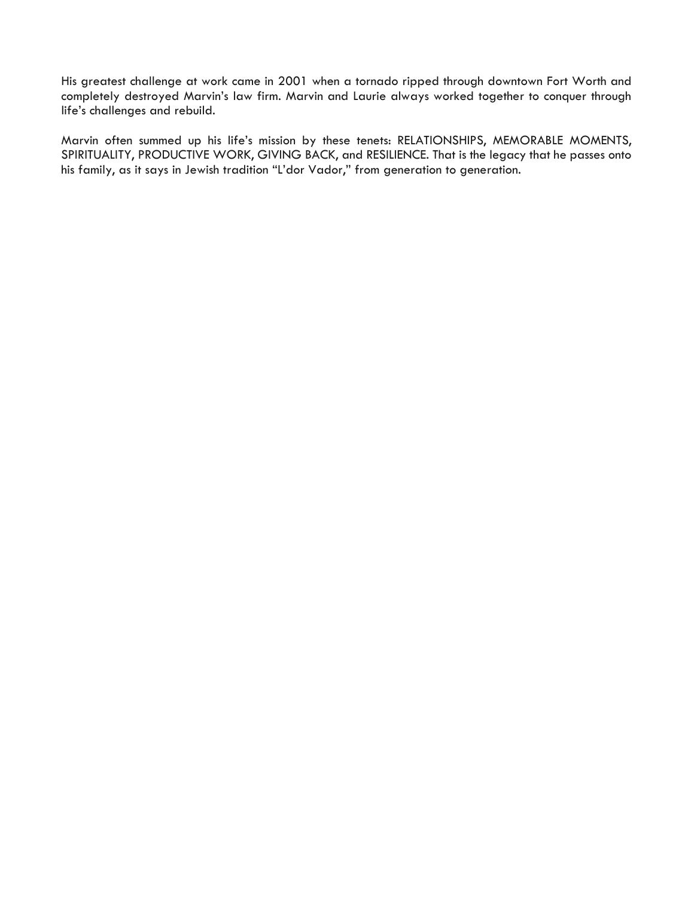His greatest challenge at work came in 2001 when a tornado ripped through downtown Fort Worth and completely destroyed Marvin's law firm. Marvin and Laurie always worked together to conquer through life's challenges and rebuild.

Marvin often summed up his life's mission by these tenets: RELATIONSHIPS, MEMORABLE MOMENTS, SPIRITUALITY, PRODUCTIVE WORK, GIVING BACK, and RESILIENCE. That is the legacy that he passes onto his family, as it says in Jewish tradition "L'dor Vador," from generation to generation.